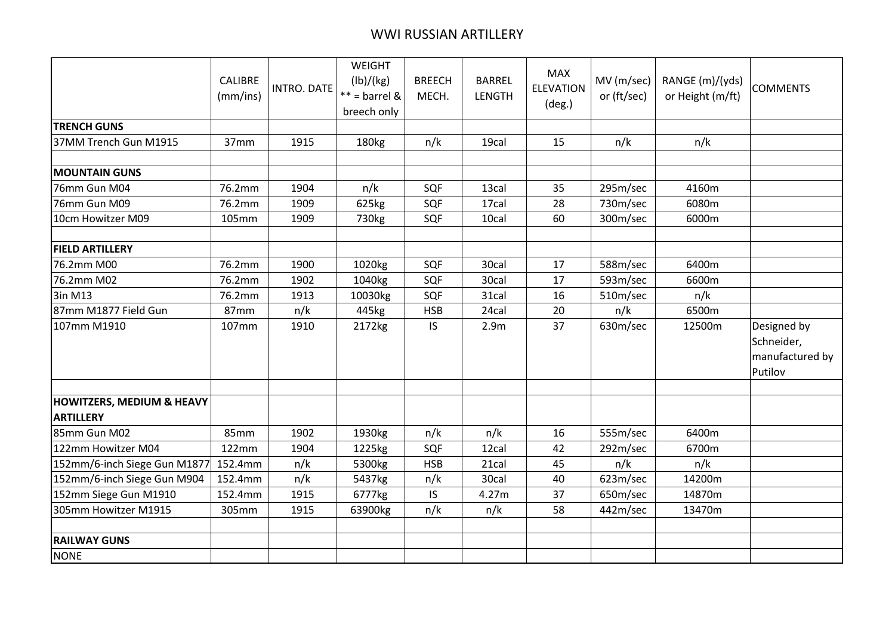# WWI RUSSIAN ARTILLERY

| | CALIBRE (mm/ins) | INTRO. DATE | WEIGHT (lb)/(kg) ** = barrel & breech only | BREECH MECH. | BARREL LENGTH | MAX ELEVATION (deg.) | MV (m/sec) or (ft/sec) | RANGE (m)/(yds) or Height (m/ft) | COMMENTS |
|---|---|---|---|---|---|---|---|---|---|
| **TRENCH GUNS** | | | | | | | | | |
| 37MM Trench Gun M1915 | 37mm | 1915 | 180kg | n/k | 19cal | 15 | n/k | n/k | |
| | | | | | | | | | |
| **MOUNTAIN GUNS** | | | | | | | | | |
| 76mm Gun M04 | 76.2mm | 1904 | n/k | SQF | 13cal | 35 | 295m/sec | 4160m | |
| 76mm Gun M09 | 76.2mm | 1909 | 625kg | SQF | 17cal | 28 | 730m/sec | 6080m | |
| 10cm Howitzer M09 | 105mm | 1909 | 730kg | SQF | 10cal | 60 | 300m/sec | 6000m | |
| | | | | | | | | | |
| **FIELD ARTILLERY** | | | | | | | | | |
| 76.2mm M00 | 76.2mm | 1900 | 1020kg | SQF | 30cal | 17 | 588m/sec | 6400m | |
| 76.2mm M02 | 76.2mm | 1902 | 1040kg | SQF | 30cal | 17 | 593m/sec | 6600m | |
| 3in M13 | 76.2mm | 1913 | 10030kg | SQF | 31cal | 16 | 510m/sec | n/k | |
| 87mm M1877 Field Gun | 87mm | n/k | 445kg | HSB | 24cal | 20 | n/k | 6500m | |
| 107mm M1910 | 107mm | 1910 | 2172kg | IS | 2.9m | 37 | 630m/sec | 12500m | Designed by Schneider, manufactured by Putilov |
| | | | | | | | | | |
| **HOWITZERS, MEDIUM & HEAVY ARTILLERY** | | | | | | | | | |
| 85mm Gun M02 | 85mm | 1902 | 1930kg | n/k | n/k | 16 | 555m/sec | 6400m | |
| 122mm Howitzer M04 | 122mm | 1904 | 1225kg | SQF | 12cal | 42 | 292m/sec | 6700m | |
| 152mm/6-inch Siege Gun M1877 | 152.4mm | n/k | 5300kg | HSB | 21cal | 45 | n/k | n/k | |
| 152mm/6-inch Siege Gun M904 | 152.4mm | n/k | 5437kg | n/k | 30cal | 40 | 623m/sec | 14200m | |
| 152mm Siege Gun M1910 | 152.4mm | 1915 | 6777kg | IS | 4.27m | 37 | 650m/sec | 14870m | |
| 305mm Howitzer M1915 | 305mm | 1915 | 63900kg | n/k | n/k | 58 | 442m/sec | 13470m | |
| | | | | | | | | | |
| **RAILWAY GUNS** | | | | | | | | | |
| NONE | | | | | | | | | |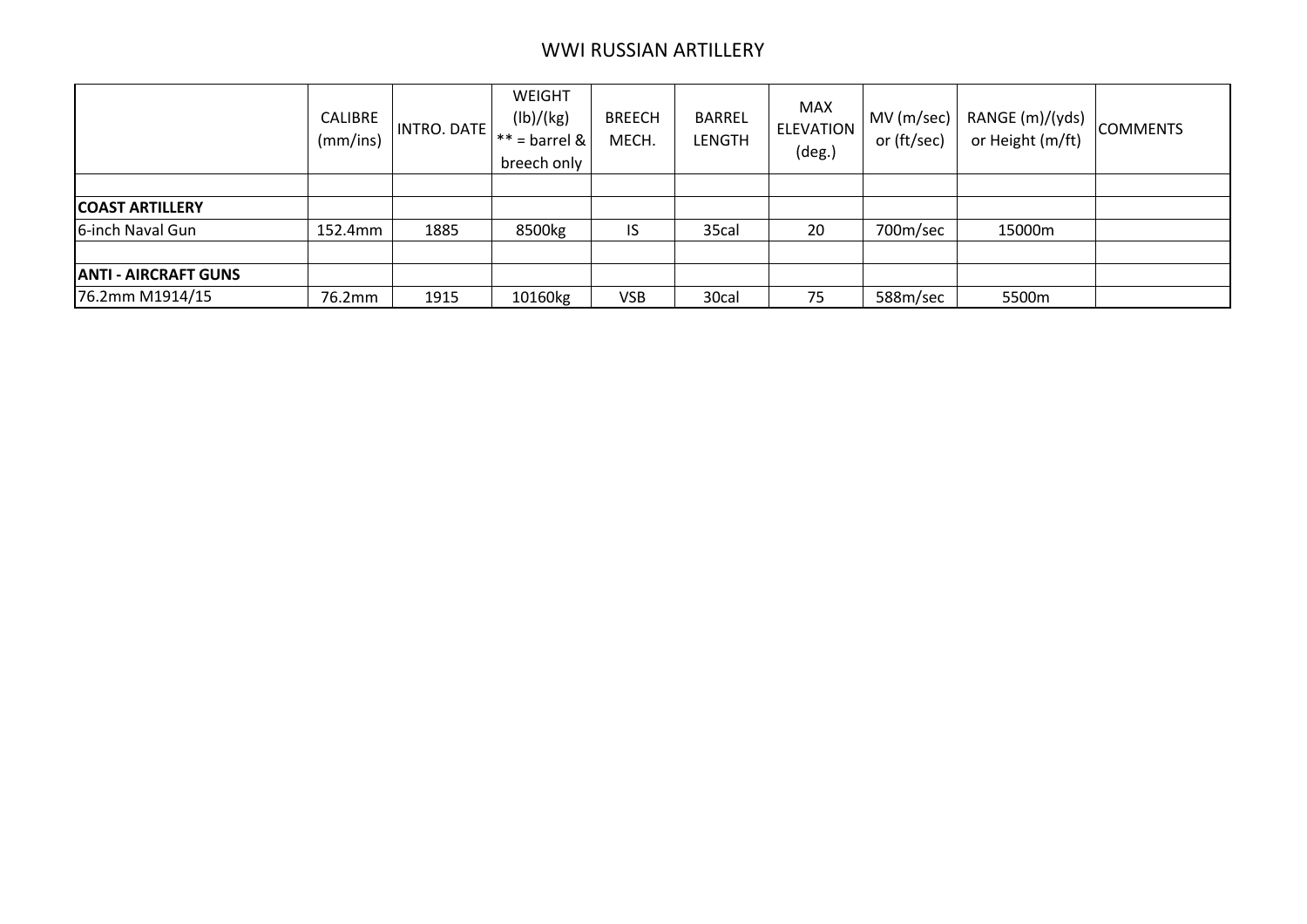# WWI RUSSIAN ARTILLERY

| | CALIBRE (mm/ins) | INTRO. DATE | WEIGHT (lb)/(kg) ** = barrel & breech only | BREECH MECH. | BARREL LENGTH | MAX ELEVATION (deg.) | MV (m/sec) or (ft/sec) | RANGE (m)/(yds) or Height (m/ft) | COMMENTS |
|---|---|---|---|---|---|---|---|---|---|
| | | | | | | | | | |
| **COAST ARTILLERY** | | | | | | | | | |
| 6-inch Naval Gun | 152.4mm | 1885 | 8500kg | IS | 35cal | 20 | 700m/sec | 15000m | |
| | | | | | | | | | |
| **ANTI - AIRCRAFT GUNS** | | | | | | | | | |
| 76.2mm M1914/15 | 76.2mm | 1915 | 10160kg | VSB | 30cal | 75 | 588m/sec | 5500m | |